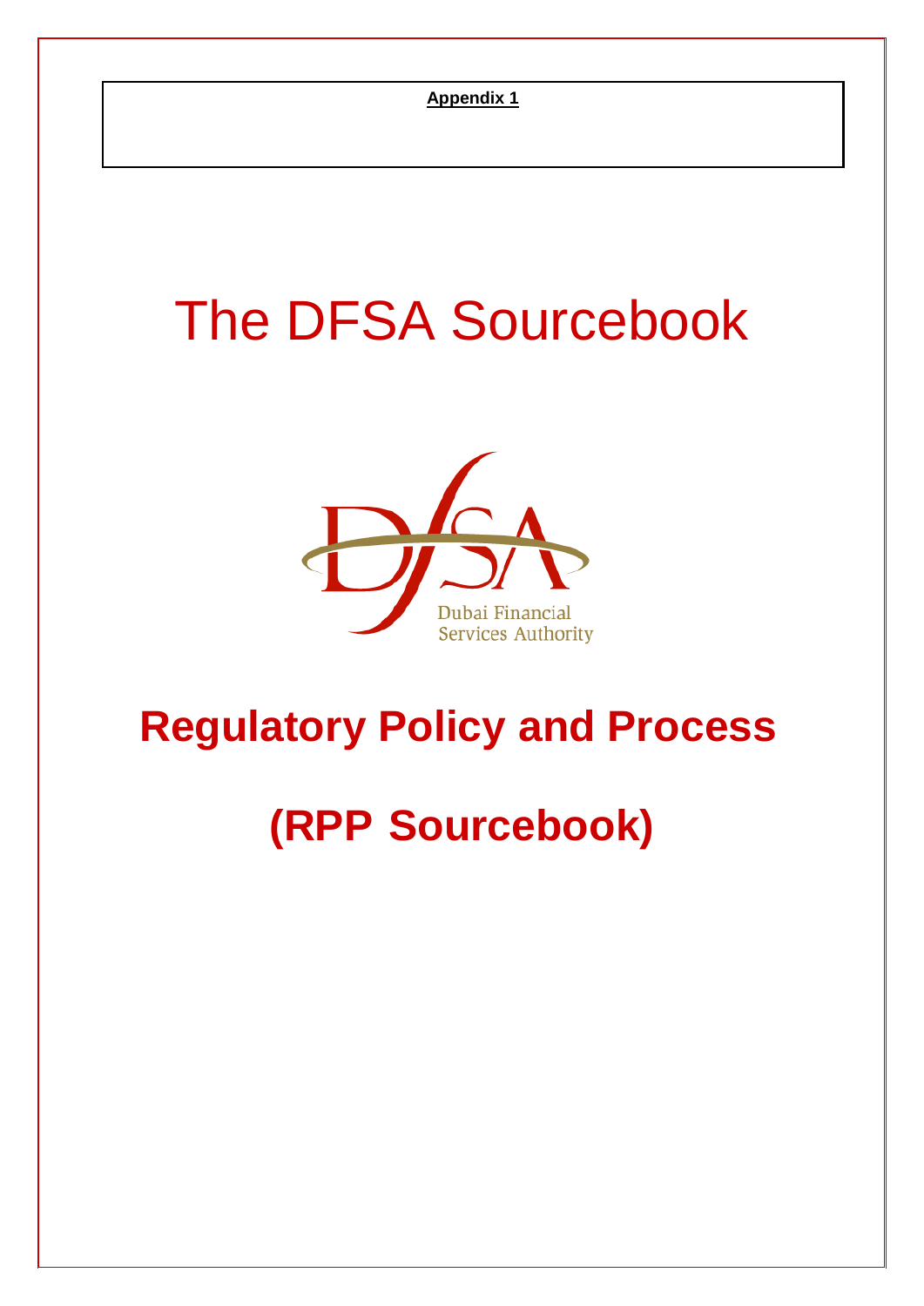**Appendix 1**

# The DFSA Sourcebook

Dubai Financial Services Authority

## Regulatory Policy and Process

## (RPP Sourcebook)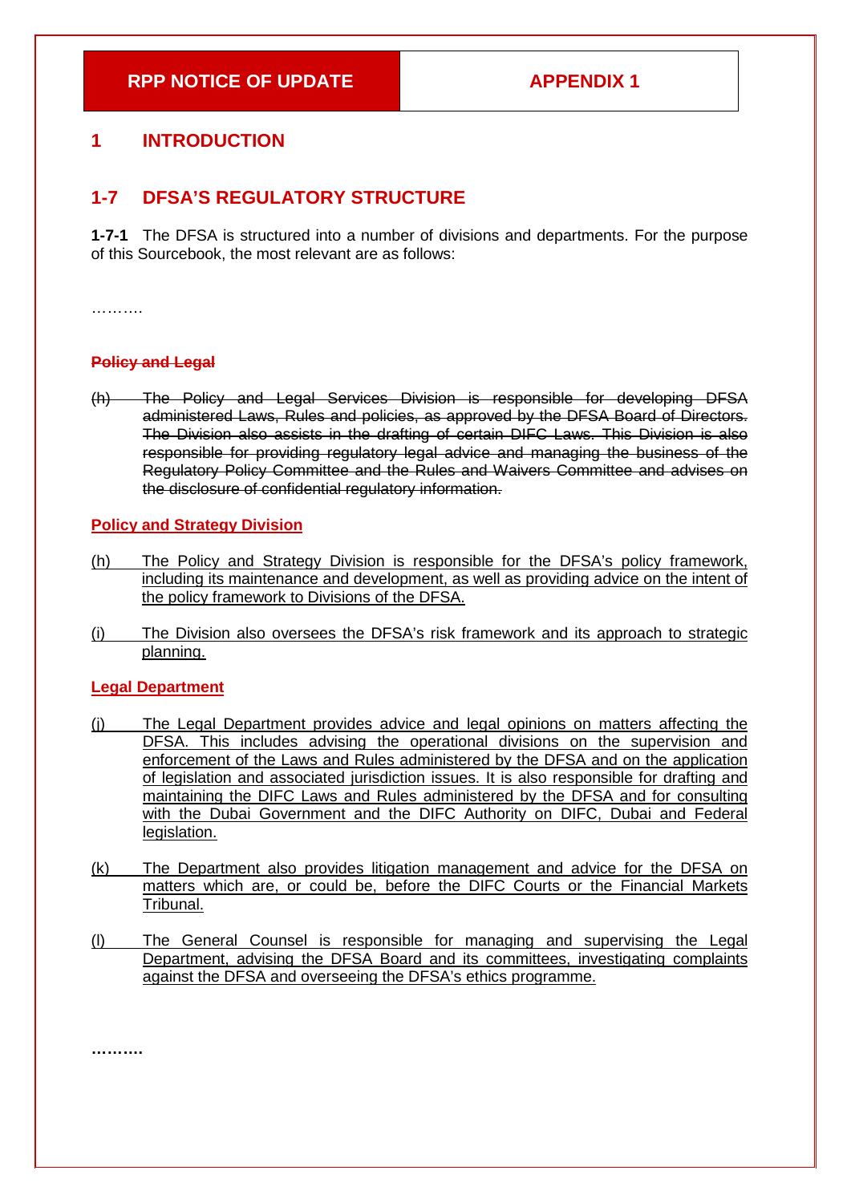| RPP NOTICE OF UPDATE | APPENDIX 1 |
| --- | --- |

## 1 INTRODUCTION

## 1-7 DFSA'S REGULATORY STRUCTURE

**1-7-1** The DFSA is structured into a number of divisions and departments. For the purpose of this Sourcebook, the most relevant are as follows:

……….

~~**Policy and Legal**~~

~~(h) The Policy and Legal Services Division is responsible for developing DFSA administered Laws, Rules and policies, as approved by the DFSA Board of Directors. The Division also assists in the drafting of certain DIFC Laws. This Division is also responsible for providing regulatory legal advice and managing the business of the Regulatory Policy Committee and the Rules and Waivers Committee and advises on the disclosure of confidential regulatory information.~~

<u>**Policy and Strategy Division**</u>

<u>(h) The Policy and Strategy Division is responsible for the DFSA's policy framework, including its maintenance and development, as well as providing advice on the intent of the policy framework to Divisions of the DFSA.</u>

<u>(i) The Division also oversees the DFSA's risk framework and its approach to strategic planning.</u>

<u>**Legal Department**</u>

<u>(j) The Legal Department provides advice and legal opinions on matters affecting the DFSA. This includes advising the operational divisions on the supervision and enforcement of the Laws and Rules administered by the DFSA and on the application of legislation and associated jurisdiction issues. It is also responsible for drafting and maintaining the DIFC Laws and Rules administered by the DFSA and for consulting with the Dubai Government and the DIFC Authority on DIFC, Dubai and Federal legislation.</u>

<u>(k) The Department also provides litigation management and advice for the DFSA on matters which are, or could be, before the DIFC Courts or the Financial Markets Tribunal.</u>

<u>(l) The General Counsel is responsible for managing and supervising the Legal Department, advising the DFSA Board and its committees, investigating complaints against the DFSA and overseeing the DFSA's ethics programme.</u>

**……….**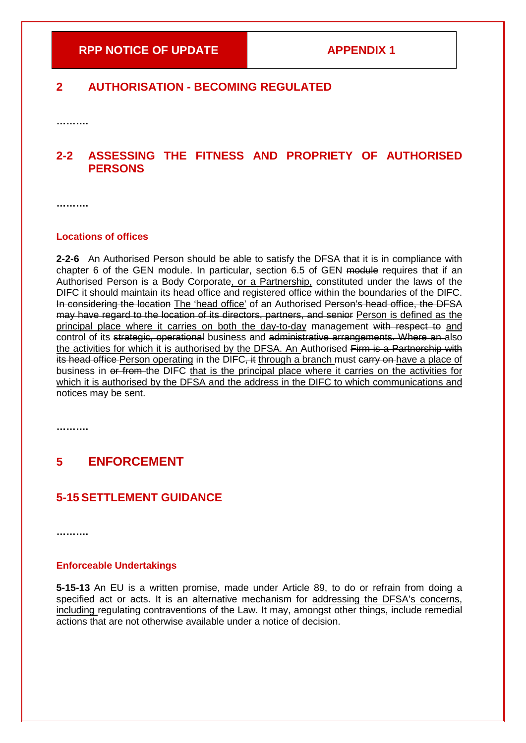| RPP NOTICE OF UPDATE | APPENDIX 1 |
|---|---|

## 2 AUTHORISATION - BECOMING REGULATED

……….

## 2-2 ASSESSING THE FITNESS AND PROPRIETY OF AUTHORISED PERSONS

……….

### Locations of offices

**2-2-6** An Authorised Person should be able to satisfy the DFSA that it is in compliance with chapter 6 of the GEN module. In particular, section 6.5 of GEN ~~module~~ requires that if an Authorised Person is a Body Corporate<u>, or a Partnership,</u> constituted under the laws of the DIFC it should maintain its head office and registered office within the boundaries of the DIFC. ~~In considering the location~~ <u>The 'head office'</u> of an Authorised ~~Person's head office, the DFSA may have regard to the location of its directors, partners, and senior~~ <u>Person is defined as the principal place where it carries on both the day-to-day</u> management ~~with respect to~~ <u>and control of</u> its ~~strategic, operational~~ <u>business</u> and ~~administrative arrangements. Where an~~ <u>also the activities for which it is authorised by the DFSA. An</u> Authorised ~~Firm is a Partnership with its head office~~ <u>Person operating</u> in the DIFC~~, it~~ <u>through a branch</u> must ~~carry on~~ <u>have a place of</u> business in ~~or from~~ the DIFC <u>that is the principal place where it carries on the activities for which it is authorised by the DFSA and the address in the DIFC to which communications and notices may be sent</u>.

……….

## 5 ENFORCEMENT

## 5-15 SETTLEMENT GUIDANCE

……….

### Enforceable Undertakings

**5-15-13** An EU is a written promise, made under Article 89, to do or refrain from doing a specified act or acts. It is an alternative mechanism for <u>addressing the DFSA's concerns, including</u> regulating contraventions of the Law. It may, amongst other things, include remedial actions that are not otherwise available under a notice of decision.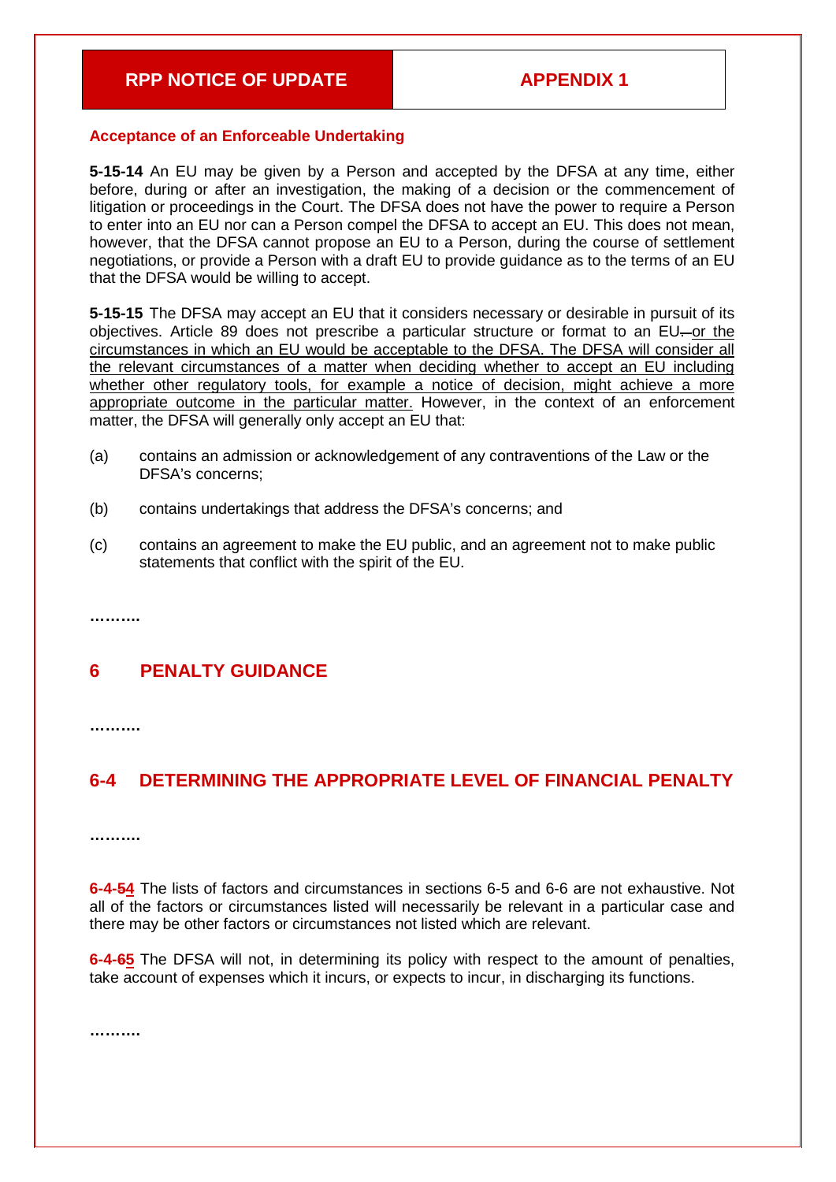| RPP NOTICE OF UPDATE | APPENDIX 1 |
| --- | --- |

**Acceptance of an Enforceable Undertaking**

**5-15-14** An EU may be given by a Person and accepted by the DFSA at any time, either before, during or after an investigation, the making of a decision or the commencement of litigation or proceedings in the Court. The DFSA does not have the power to require a Person to enter into an EU nor can a Person compel the DFSA to accept an EU. This does not mean, however, that the DFSA cannot propose an EU to a Person, during the course of settlement negotiations, or provide a Person with a draft EU to provide guidance as to the terms of an EU that the DFSA would be willing to accept.

**5-15-15** The DFSA may accept an EU that it considers necessary or desirable in pursuit of its objectives. Article 89 does not prescribe a particular structure or format to an EU~~.~~ <u>or the circumstances in which an EU would be acceptable to the DFSA. The DFSA will consider all the relevant circumstances of a matter when deciding whether to accept an EU including whether other regulatory tools, for example a notice of decision, might achieve a more appropriate outcome in the particular matter.</u> However, in the context of an enforcement matter, the DFSA will generally only accept an EU that:

(a) contains an admission or acknowledgement of any contraventions of the Law or the DFSA's concerns;

(b) contains undertakings that address the DFSA's concerns; and

(c) contains an agreement to make the EU public, and an agreement not to make public statements that conflict with the spirit of the EU.

……….

## 6 PENALTY GUIDANCE

……….

## 6-4 DETERMINING THE APPROPRIATE LEVEL OF FINANCIAL PENALTY

……….

**6-4-~~5~~<u>4</u>** The lists of factors and circumstances in sections 6-5 and 6-6 are not exhaustive. Not all of the factors or circumstances listed will necessarily be relevant in a particular case and there may be other factors or circumstances not listed which are relevant.

**6-4-~~6~~<u>5</u>** The DFSA will not, in determining its policy with respect to the amount of penalties, take account of expenses which it incurs, or expects to incur, in discharging its functions.

……….